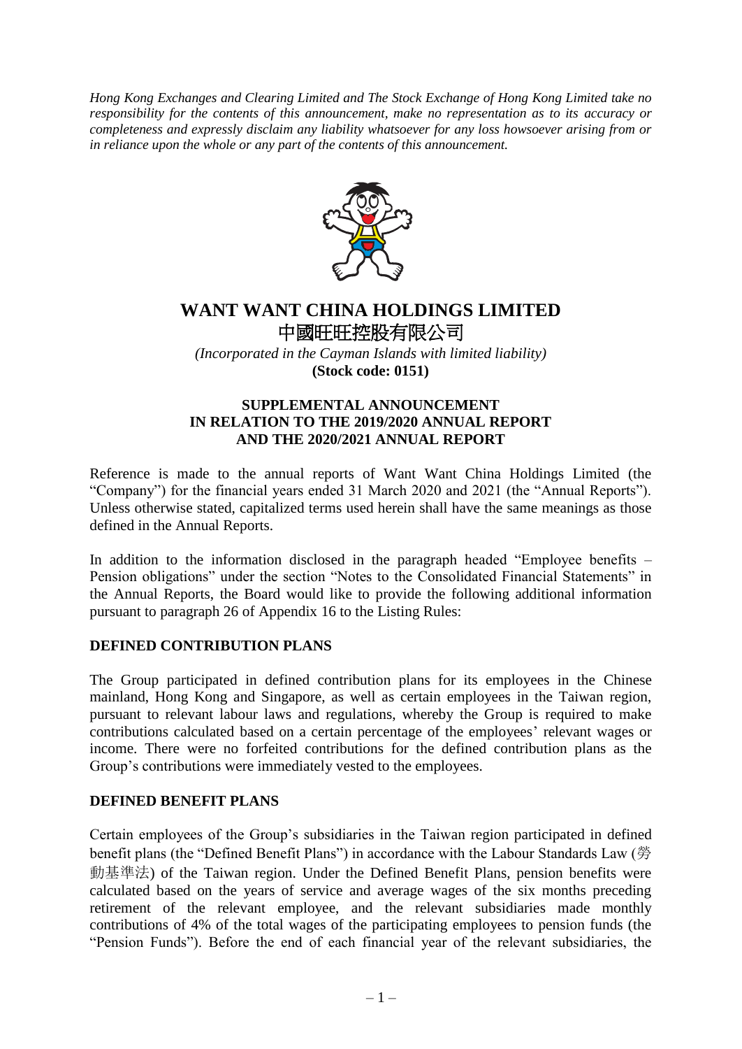*Hong Kong Exchanges and Clearing Limited and The Stock Exchange of Hong Kong Limited take no responsibility for the contents of this announcement, make no representation as to its accuracy or completeness and expressly disclaim any liability whatsoever for any loss howsoever arising from or in reliance upon the whole or any part of the contents of this announcement.*

# WANT WANT CHINA HOLDINGS LIMITED
# 中國旺旺控股有限公司

*(Incorporated in the Cayman Islands with limited liability)*
**(Stock code: 0151)**

## SUPPLEMENTAL ANNOUNCEMENT IN RELATION TO THE 2019/2020 ANNUAL REPORT AND THE 2020/2021 ANNUAL REPORT

Reference is made to the annual reports of Want Want China Holdings Limited (the "Company") for the financial years ended 31 March 2020 and 2021 (the "Annual Reports"). Unless otherwise stated, capitalized terms used herein shall have the same meanings as those defined in the Annual Reports.

In addition to the information disclosed in the paragraph headed "Employee benefits – Pension obligations" under the section "Notes to the Consolidated Financial Statements" in the Annual Reports, the Board would like to provide the following additional information pursuant to paragraph 26 of Appendix 16 to the Listing Rules:

### DEFINED CONTRIBUTION PLANS

The Group participated in defined contribution plans for its employees in the Chinese mainland, Hong Kong and Singapore, as well as certain employees in the Taiwan region, pursuant to relevant labour laws and regulations, whereby the Group is required to make contributions calculated based on a certain percentage of the employees' relevant wages or income. There were no forfeited contributions for the defined contribution plans as the Group's contributions were immediately vested to the employees.

### DEFINED BENEFIT PLANS

Certain employees of the Group's subsidiaries in the Taiwan region participated in defined benefit plans (the "Defined Benefit Plans") in accordance with the Labour Standards Law (勞動基準法) of the Taiwan region. Under the Defined Benefit Plans, pension benefits were calculated based on the years of service and average wages of the six months preceding retirement of the relevant employee, and the relevant subsidiaries made monthly contributions of 4% of the total wages of the participating employees to pension funds (the "Pension Funds"). Before the end of each financial year of the relevant subsidiaries, the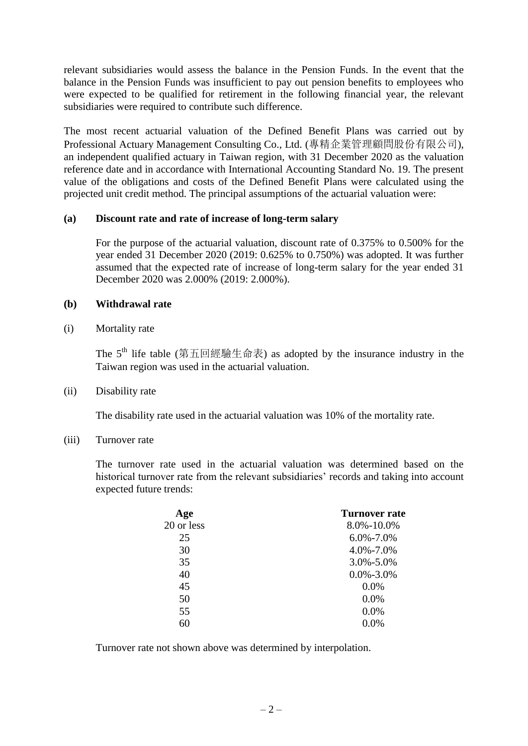relevant subsidiaries would assess the balance in the Pension Funds. In the event that the balance in the Pension Funds was insufficient to pay out pension benefits to employees who were expected to be qualified for retirement in the following financial year, the relevant subsidiaries were required to contribute such difference.

The most recent actuarial valuation of the Defined Benefit Plans was carried out by Professional Actuary Management Consulting Co., Ltd. (專精企業管理顧問股份有限公司), an independent qualified actuary in Taiwan region, with 31 December 2020 as the valuation reference date and in accordance with International Accounting Standard No. 19. The present value of the obligations and costs of the Defined Benefit Plans were calculated using the projected unit credit method. The principal assumptions of the actuarial valuation were:

**(a) Discount rate and rate of increase of long-term salary**

For the purpose of the actuarial valuation, discount rate of 0.375% to 0.500% for the year ended 31 December 2020 (2019: 0.625% to 0.750%) was adopted. It was further assumed that the expected rate of increase of long-term salary for the year ended 31 December 2020 was 2.000% (2019: 2.000%).

**(b) Withdrawal rate**

(i) Mortality rate

The 5th life table (第五回經驗生命表) as adopted by the insurance industry in the Taiwan region was used in the actuarial valuation.

(ii) Disability rate

The disability rate used in the actuarial valuation was 10% of the mortality rate.

(iii) Turnover rate

The turnover rate used in the actuarial valuation was determined based on the historical turnover rate from the relevant subsidiaries' records and taking into account expected future trends:

| Age | Turnover rate |
|---|---|
| 20 or less | 8.0%-10.0% |
| 25 | 6.0%-7.0% |
| 30 | 4.0%-7.0% |
| 35 | 3.0%-5.0% |
| 40 | 0.0%-3.0% |
| 45 | 0.0% |
| 50 | 0.0% |
| 55 | 0.0% |
| 60 | 0.0% |

Turnover rate not shown above was determined by interpolation.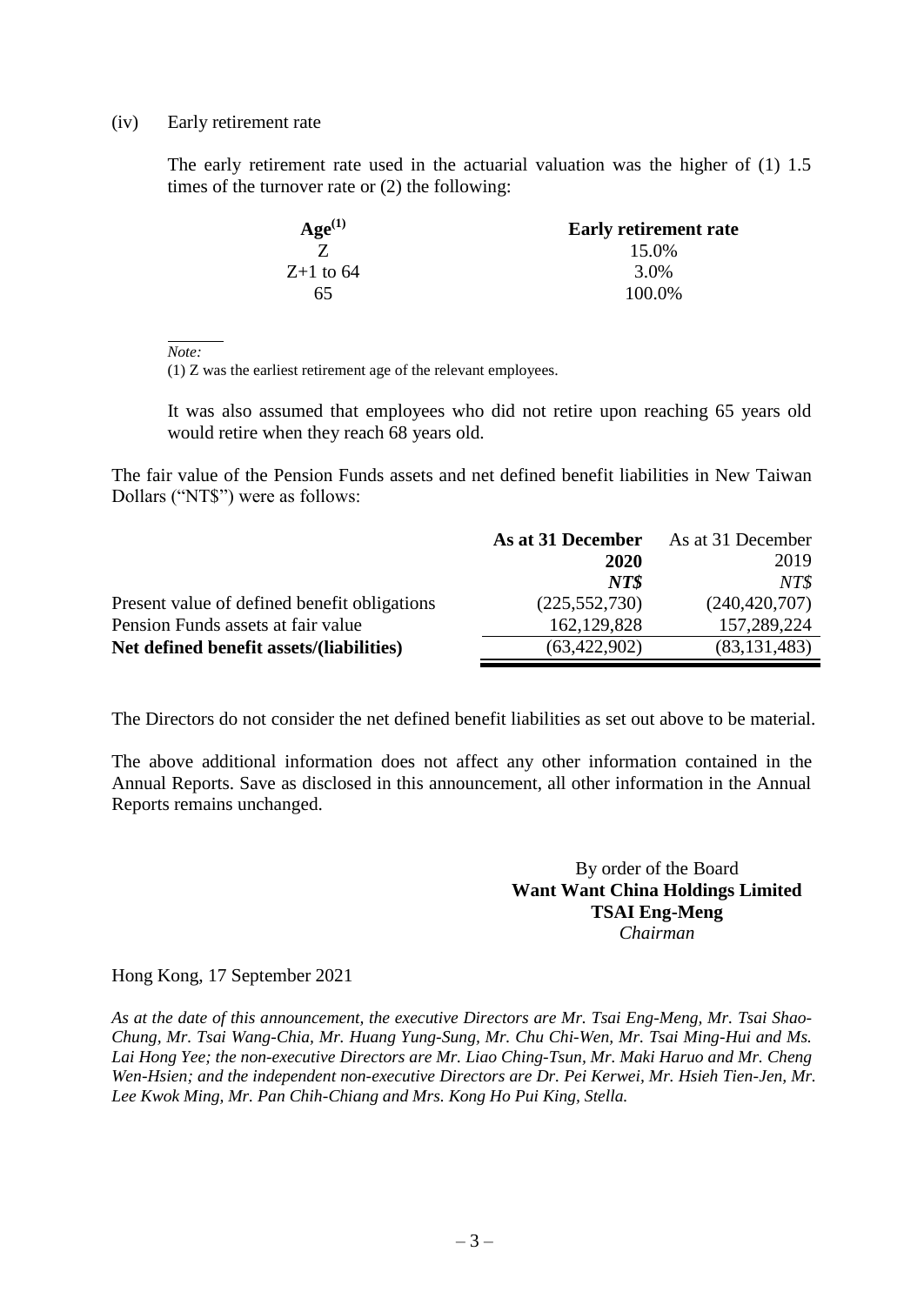(iv) Early retirement rate

The early retirement rate used in the actuarial valuation was the higher of (1) 1.5 times of the turnover rate or (2) the following:

| **Age**[(1)] | **Early retirement rate** |
|---|---|
| Z | 15.0% |
| Z+1 to 64 | 3.0% |
| 65 | 100.0% |

*Note:*

(1) Z was the earliest retirement age of the relevant employees.

It was also assumed that employees who did not retire upon reaching 65 years old would retire when they reach 68 years old.

The fair value of the Pension Funds assets and net defined benefit liabilities in New Taiwan Dollars ("NT$") were as follows:

| | **As at 31 December 2020** | As at 31 December 2019 |
|---|---|---|
| | ***NT$*** | *NT$* |
| Present value of defined benefit obligations | (225,552,730) | (240,420,707) |
| Pension Funds assets at fair value | 162,129,828 | 157,289,224 |
| **Net defined benefit assets/(liabilities)** | (63,422,902) | (83,131,483) |

The Directors do not consider the net defined benefit liabilities as set out above to be material.

The above additional information does not affect any other information contained in the Annual Reports. Save as disclosed in this announcement, all other information in the Annual Reports remains unchanged.

By order of the Board
**Want Want China Holdings Limited**
**TSAI Eng-Meng**
*Chairman*

Hong Kong, 17 September 2021

*As at the date of this announcement, the executive Directors are Mr. Tsai Eng-Meng, Mr. Tsai Shao-Chung, Mr. Tsai Wang-Chia, Mr. Huang Yung-Sung, Mr. Chu Chi-Wen, Mr. Tsai Ming-Hui and Ms. Lai Hong Yee; the non-executive Directors are Mr. Liao Ching-Tsun, Mr. Maki Haruo and Mr. Cheng Wen-Hsien; and the independent non-executive Directors are Dr. Pei Kerwei, Mr. Hsieh Tien-Jen, Mr. Lee Kwok Ming, Mr. Pan Chih-Chiang and Mrs. Kong Ho Pui King, Stella.*